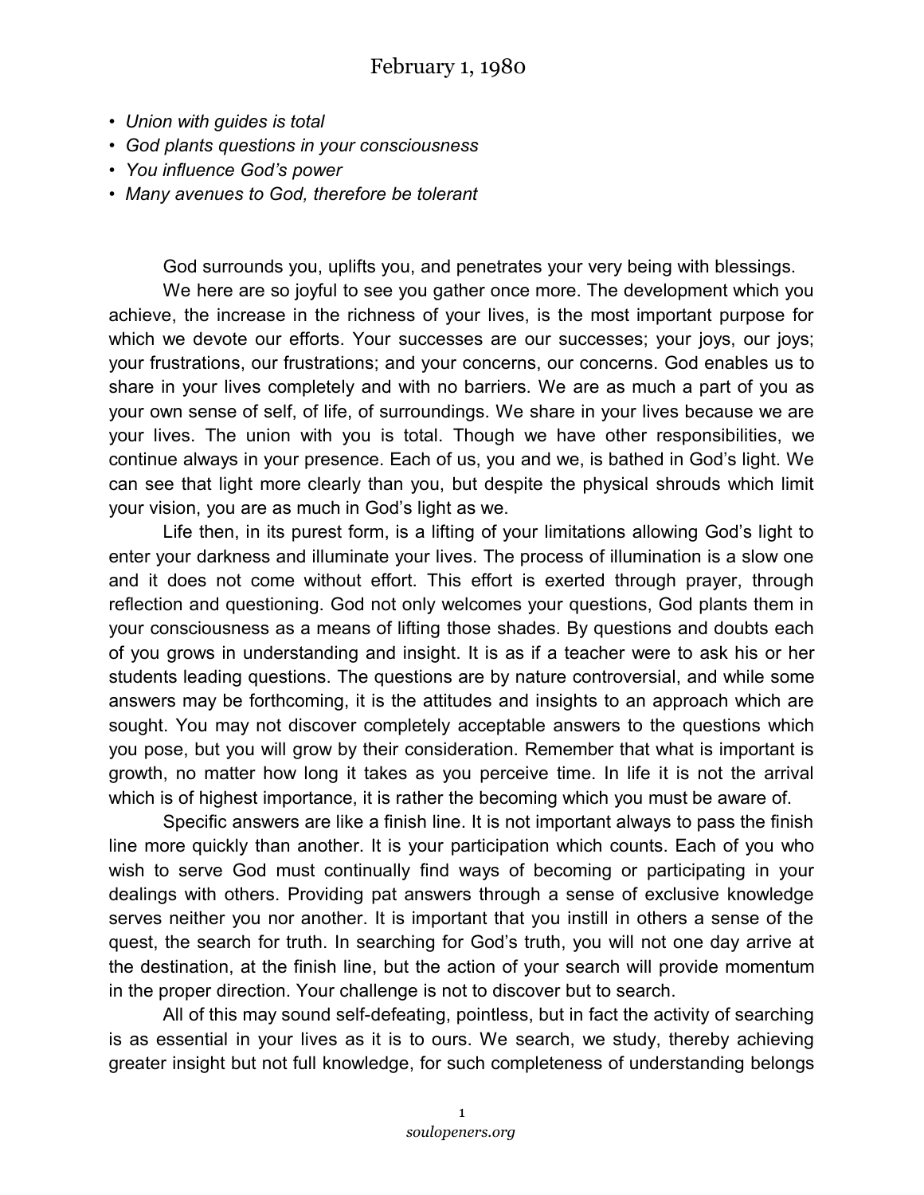# February 1, 1980

- *Union with guides is total*
- *God plants questions in your consciousness*
- *You influence God's power*
- *Many avenues to God, therefore be tolerant*

God surrounds you, uplifts you, and penetrates your very being with blessings.

We here are so joyful to see you gather once more. The development which you achieve, the increase in the richness of your lives, is the most important purpose for which we devote our efforts. Your successes are our successes; your joys, our joys; your frustrations, our frustrations; and your concerns, our concerns. God enables us to share in your lives completely and with no barriers. We are as much a part of you as your own sense of self, of life, of surroundings. We share in your lives because we are your lives. The union with you is total. Though we have other responsibilities, we continue always in your presence. Each of us, you and we, is bathed in God's light. We can see that light more clearly than you, but despite the physical shrouds which limit your vision, you are as much in God's light as we.

Life then, in its purest form, is a lifting of your limitations allowing God's light to enter your darkness and illuminate your lives. The process of illumination is a slow one and it does not come without effort. This effort is exerted through prayer, through reflection and questioning. God not only welcomes your questions, God plants them in your consciousness as a means of lifting those shades. By questions and doubts each of you grows in understanding and insight. It is as if a teacher were to ask his or her students leading questions. The questions are by nature controversial, and while some answers may be forthcoming, it is the attitudes and insights to an approach which are sought. You may not discover completely acceptable answers to the questions which you pose, but you will grow by their consideration. Remember that what is important is growth, no matter how long it takes as you perceive time. In life it is not the arrival which is of highest importance, it is rather the becoming which you must be aware of.

Specific answers are like a finish line. It is not important always to pass the finish line more quickly than another. It is your participation which counts. Each of you who wish to serve God must continually find ways of becoming or participating in your dealings with others. Providing pat answers through a sense of exclusive knowledge serves neither you nor another. It is important that you instill in others a sense of the quest, the search for truth. In searching for God's truth, you will not one day arrive at the destination, at the finish line, but the action of your search will provide momentum in the proper direction. Your challenge is not to discover but to search.

All of this may sound self-defeating, pointless, but in fact the activity of searching is as essential in your lives as it is to ours. We search, we study, thereby achieving greater insight but not full knowledge, for such completeness of understanding belongs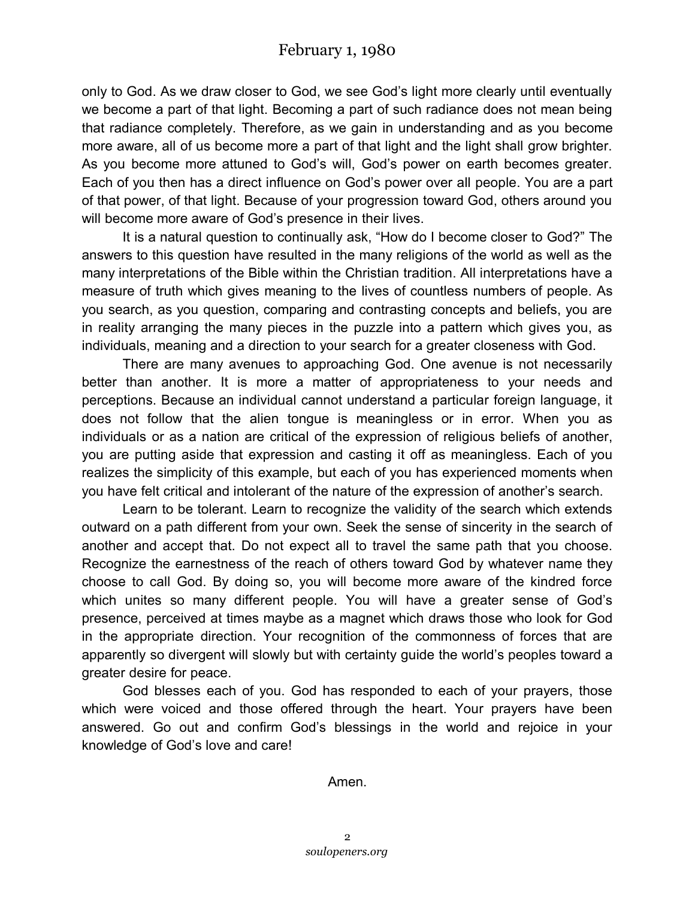only to God. As we draw closer to God, we see God's light more clearly until eventually we become a part of that light. Becoming a part of such radiance does not mean being that radiance completely. Therefore, as we gain in understanding and as you become more aware, all of us become more a part of that light and the light shall grow brighter. As you become more attuned to God's will, God's power on earth becomes greater. Each of you then has a direct influence on God's power over all people. You are a part of that power, of that light. Because of your progression toward God, others around you will become more aware of God's presence in their lives.

It is a natural question to continually ask, "How do I become closer to God?" The answers to this question have resulted in the many religions of the world as well as the many interpretations of the Bible within the Christian tradition. All interpretations have a measure of truth which gives meaning to the lives of countless numbers of people. As you search, as you question, comparing and contrasting concepts and beliefs, you are in reality arranging the many pieces in the puzzle into a pattern which gives you, as individuals, meaning and a direction to your search for a greater closeness with God.

There are many avenues to approaching God. One avenue is not necessarily better than another. It is more a matter of appropriateness to your needs and perceptions. Because an individual cannot understand a particular foreign language, it does not follow that the alien tongue is meaningless or in error. When you as individuals or as a nation are critical of the expression of religious beliefs of another, you are putting aside that expression and casting it off as meaningless. Each of you realizes the simplicity of this example, but each of you has experienced moments when you have felt critical and intolerant of the nature of the expression of another's search.

Learn to be tolerant. Learn to recognize the validity of the search which extends outward on a path different from your own. Seek the sense of sincerity in the search of another and accept that. Do not expect all to travel the same path that you choose. Recognize the earnestness of the reach of others toward God by whatever name they choose to call God. By doing so, you will become more aware of the kindred force which unites so many different people. You will have a greater sense of God's presence, perceived at times maybe as a magnet which draws those who look for God in the appropriate direction. Your recognition of the commonness of forces that are apparently so divergent will slowly but with certainty guide the world's peoples toward a greater desire for peace.

God blesses each of you. God has responded to each of your prayers, those which were voiced and those offered through the heart. Your prayers have been answered. Go out and confirm God's blessings in the world and rejoice in your knowledge of God's love and care!

Amen.